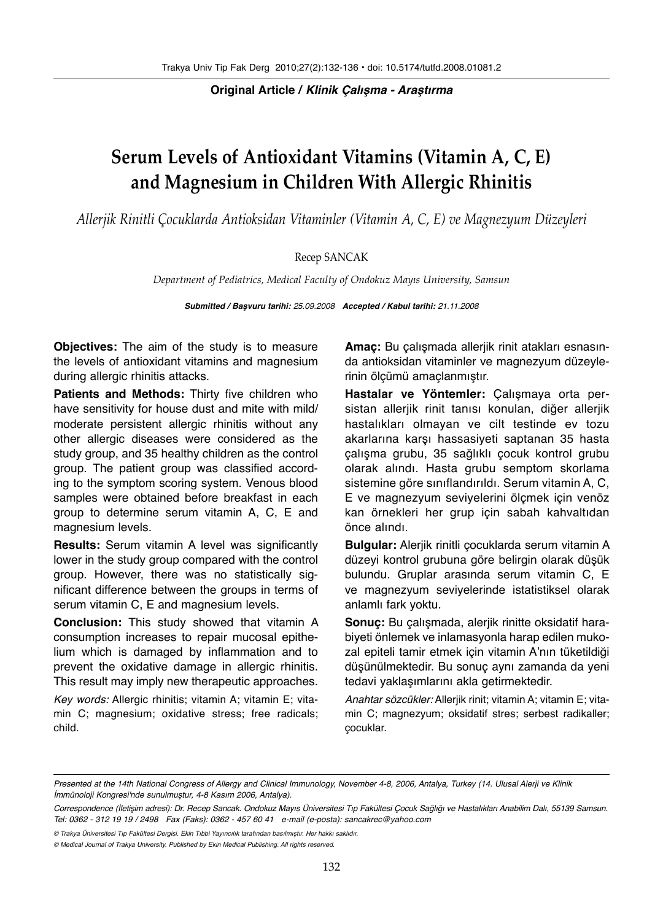**Original Article / *Klinik Çalışma - Araştırma***

# Serum Levels of Antioxidant Vitamins (Vitamin A, C, E) and Magnesium in Children With Allergic Rhinitis

*Allerjik Rinitli Çocuklarda Antioksidan Vitaminler (Vitamin A, C, E) ve Magnezyum Düzeyleri*

Recep SANCAK

*Department of Pediatrics, Medical Faculty of Ondokuz Mayıs University, Samsun*

***Submitted / Başvuru tarihi:** 25.09.2008 **Accepted / Kabul tarihi:** 21.11.2008*

**Objectives:** The aim of the study is to measure the levels of antioxidant vitamins and magnesium during allergic rhinitis attacks.

**Patients and Methods:** Thirty five children who have sensitivity for house dust and mite with mild/moderate persistent allergic rhinitis without any other allergic diseases were considered as the study group, and 35 healthy children as the control group. The patient group was classified according to the symptom scoring system. Venous blood samples were obtained before breakfast in each group to determine serum vitamin A, C, E and magnesium levels.

**Results:** Serum vitamin A level was significantly lower in the study group compared with the control group. However, there was no statistically significant difference between the groups in terms of serum vitamin C, E and magnesium levels.

**Conclusion:** This study showed that vitamin A consumption increases to repair mucosal epithelium which is damaged by inflammation and to prevent the oxidative damage in allergic rhinitis. This result may imply new therapeutic approaches.

*Key words:* Allergic rhinitis; vitamin A; vitamin E; vitamin C; magnesium; oxidative stress; free radicals; child.

**Amaç:** Bu çalışmada allerjik rinit atakları esnasında antioksidan vitaminler ve magnezyum düzeylerinin ölçümü amaçlanmıştır.

**Hastalar ve Yöntemler:** Çalışmaya orta persistan allerjik rinit tanısı konulan, diğer allerjik hastalıkları olmayan ve cilt testinde ev tozu akarlarına karşı hassasiyeti saptanan 35 hasta çalışma grubu, 35 sağlıklı çocuk kontrol grubu olarak alındı. Hasta grubu semptom skorlama sistemine göre sınıflandırıldı. Serum vitamin A, C, E ve magnezyum seviyelerini ölçmek için venöz kan örnekleri her grup için sabah kahvaltıdan önce alındı.

**Bulgular:** Alerjik rinitli çocuklarda serum vitamin A düzeyi kontrol grubuna göre belirgin olarak düşük bulundu. Gruplar arasında serum vitamin C, E ve magnezyum seviyelerinde istatistiksel olarak anlamlı fark yoktu.

**Sonuç:** Bu çalışmada, alerjik rinitte oksidatif harabiyeti önlemek ve inlamasyonla harap edilen mukozal epiteli tamir etmek için vitamin A'nın tüketildiği düşünülmektedir. Bu sonuç aynı zamanda da yeni tedavi yaklaşımlarını akla getirmektedir.

*Anahtar sözcükler:* Allerjik rinit; vitamin A; vitamin E; vitamin C; magnezyum; oksidatif stres; serbest radikaller; çocuklar.

---

*Presented at the 14th National Congress of Allergy and Clinical Immunology, November 4-8, 2006, Antalya, Turkey (14. Ulusal Alerji ve Klinik İmmünoloji Kongresi'nde sunulmuştur, 4-8 Kasım 2006, Antalya).*

*Correspondence (İletişim adresi): Dr. Recep Sancak. Ondokuz Mayıs Üniversitesi Tıp Fakültesi Çocuk Sağlığı ve Hastalıkları Anabilim Dalı, 55139 Samsun. Tel: 0362 - 312 19 19 / 2498 Fax (Faks): 0362 - 457 60 41 e-mail (e-posta): sancakrec@yahoo.com*

*© Trakya Üniversitesi Tıp Fakültesi Dergisi. Ekin Tıbbi Yayıncılık tarafından basılmıştır. Her hakkı saklıdır.*

*© Medical Journal of Trakya University. Published by Ekin Medical Publishing. All rights reserved.*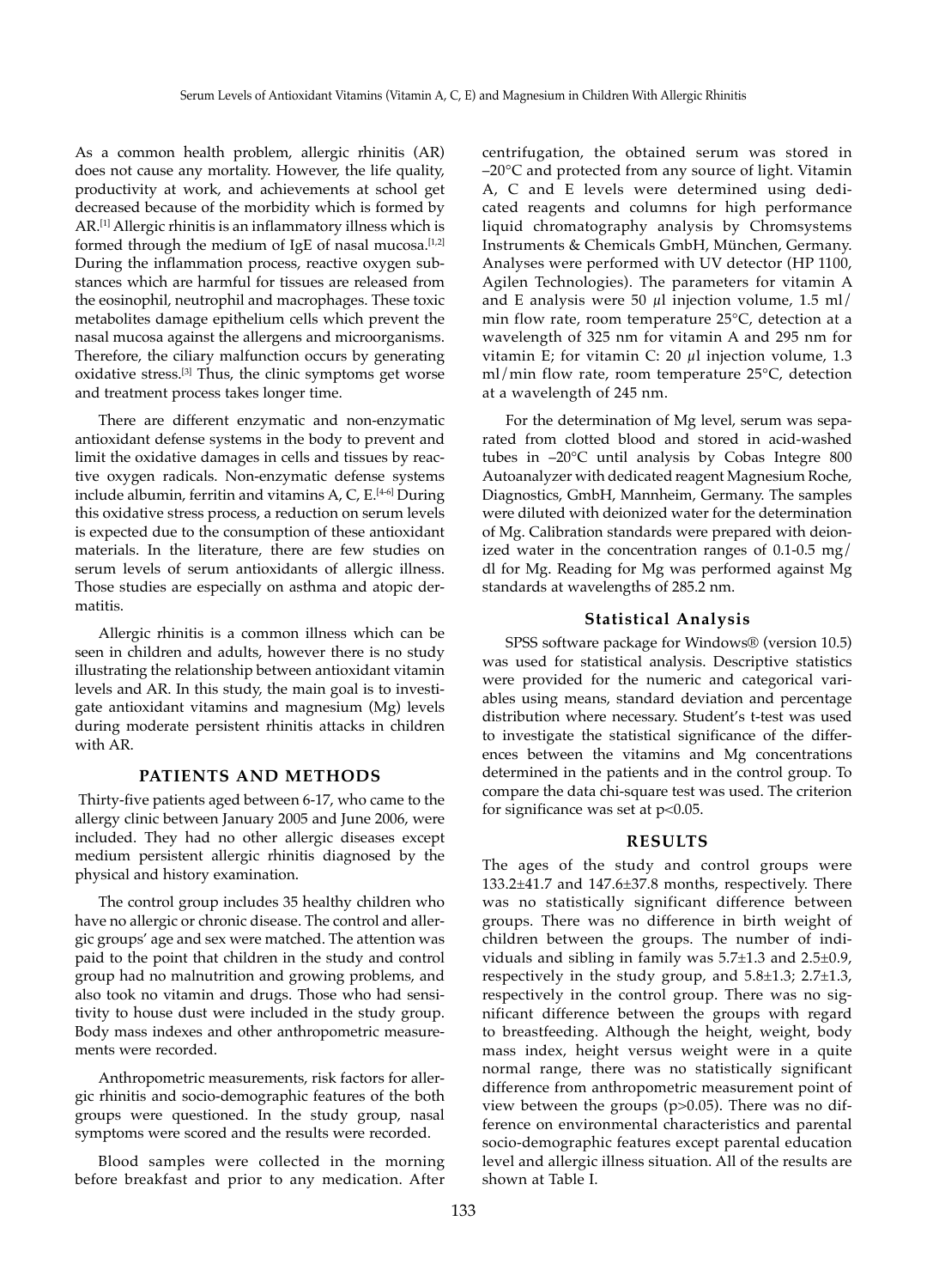As a common health problem, allergic rhinitis (AR) does not cause any mortality. However, the life quality, productivity at work, and achievements at school get decreased because of the morbidity which is formed by AR.[1] Allergic rhinitis is an inflammatory illness which is formed through the medium of IgE of nasal mucosa.[1,2] During the inflammation process, reactive oxygen substances which are harmful for tissues are released from the eosinophil, neutrophil and macrophages. These toxic metabolites damage epithelium cells which prevent the nasal mucosa against the allergens and microorganisms. Therefore, the ciliary malfunction occurs by generating oxidative stress.[3] Thus, the clinic symptoms get worse and treatment process takes longer time.

There are different enzymatic and non-enzymatic antioxidant defense systems in the body to prevent and limit the oxidative damages in cells and tissues by reactive oxygen radicals. Non-enzymatic defense systems include albumin, ferritin and vitamins A, C, E.[4-6] During this oxidative stress process, a reduction on serum levels is expected due to the consumption of these antioxidant materials. In the literature, there are few studies on serum levels of serum antioxidants of allergic illness. Those studies are especially on asthma and atopic dermatitis.

Allergic rhinitis is a common illness which can be seen in children and adults, however there is no study illustrating the relationship between antioxidant vitamin levels and AR. In this study, the main goal is to investigate antioxidant vitamins and magnesium (Mg) levels during moderate persistent rhinitis attacks in children with AR.

## PATIENTS AND METHODS

Thirty-five patients aged between 6-17, who came to the allergy clinic between January 2005 and June 2006, were included. They had no other allergic diseases except medium persistent allergic rhinitis diagnosed by the physical and history examination.

The control group includes 35 healthy children who have no allergic or chronic disease. The control and allergic groups' age and sex were matched. The attention was paid to the point that children in the study and control group had no malnutrition and growing problems, and also took no vitamin and drugs. Those who had sensitivity to house dust were included in the study group. Body mass indexes and other anthropometric measurements were recorded.

Anthropometric measurements, risk factors for allergic rhinitis and socio-demographic features of the both groups were questioned. In the study group, nasal symptoms were scored and the results were recorded.

Blood samples were collected in the morning before breakfast and prior to any medication. After centrifugation, the obtained serum was stored in –20°C and protected from any source of light. Vitamin A, C and E levels were determined using dedicated reagents and columns for high performance liquid chromatography analysis by Chromsystems Instruments & Chemicals GmbH, München, Germany. Analyses were performed with UV detector (HP 1100, Agilen Technologies). The parameters for vitamin A and E analysis were 50 µl injection volume, 1.5 ml/min flow rate, room temperature 25°C, detection at a wavelength of 325 nm for vitamin A and 295 nm for vitamin E; for vitamin C: 20 µl injection volume, 1.3 ml/min flow rate, room temperature 25°C, detection at a wavelength of 245 nm.

For the determination of Mg level, serum was separated from clotted blood and stored in acid-washed tubes in –20°C until analysis by Cobas Integre 800 Autoanalyzer with dedicated reagent Magnesium Roche, Diagnostics, GmbH, Mannheim, Germany. The samples were diluted with deionized water for the determination of Mg. Calibration standards were prepared with deionized water in the concentration ranges of 0.1-0.5 mg/dl for Mg. Reading for Mg was performed against Mg standards at wavelengths of 285.2 nm.

### Statistical Analysis

SPSS software package for Windows® (version 10.5) was used for statistical analysis. Descriptive statistics were provided for the numeric and categorical variables using means, standard deviation and percentage distribution where necessary. Student's t-test was used to investigate the statistical significance of the differences between the vitamins and Mg concentrations determined in the patients and in the control group. To compare the data chi-square test was used. The criterion for significance was set at $p<0.05$.

## RESULTS

The ages of the study and control groups were 133.2±41.7 and 147.6±37.8 months, respectively. There was no statistically significant difference between groups. There was no difference in birth weight of children between the groups. The number of individuals and sibling in family was 5.7±1.3 and 2.5±0.9, respectively in the study group, and 5.8±1.3; 2.7±1.3, respectively in the control group. There was no significant difference between the groups with regard to breastfeeding. Although the height, weight, body mass index, height versus weight were in a quite normal range, there was no statistically significant difference from anthropometric measurement point of view between the groups ($p>0.05$). There was no difference on environmental characteristics and parental socio-demographic features except parental education level and allergic illness situation. All of the results are shown at Table I.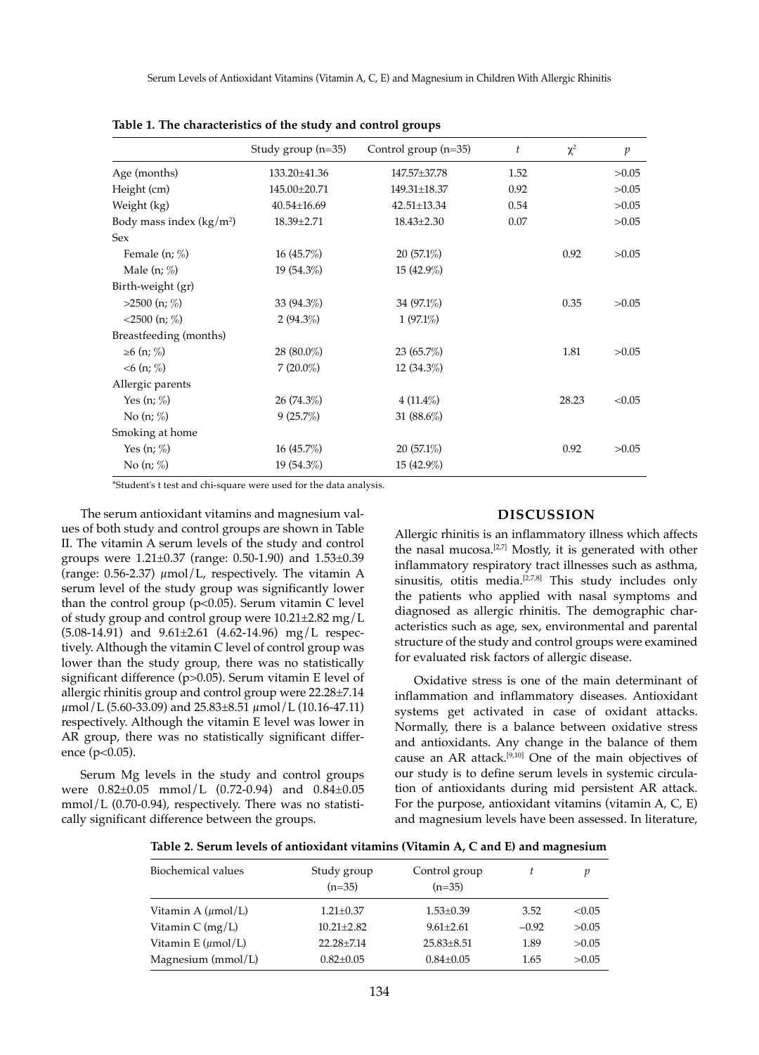**Table 1. The characteristics of the study and control groups**

| | Study group (n=35) | Control group (n=35) | $t$ | $\chi^2$ | $p$ |
|---|---|---|---|---|---|
| Age (months) | 133.20±41.36 | 147.57±37.78 | 1.52 | | >0.05 |
| Height (cm) | 145.00±20.71 | 149.31±18.37 | 0.92 | | >0.05 |
| Weight (kg) | 40.54±16.69 | 42.51±13.34 | 0.54 | | >0.05 |
| Body mass index (kg/m$^2$) | 18.39±2.71 | 18.43±2.30 | 0.07 | | >0.05 |
| Sex | | | | | |
| Female (n; %) | 16 (45.7%) | 20 (57.1%) | | 0.92 | >0.05 |
| Male (n; %) | 19 (54.3%) | 15 (42.9%) | | | |
| Birth-weight (gr) | | | | | |
| >2500 (n; %) | 33 (94.3%) | 34 (97.1%) | | 0.35 | >0.05 |
| <2500 (n; %) | 2 (94.3%) | 1 (97.1%) | | | |
| Breastfeeding (months) | | | | | |
| ≥6 (n; %) | 28 (80.0%) | 23 (65.7%) | | 1.81 | >0.05 |
| <6 (n; %) | 7 (20.0%) | 12 (34.3%) | | | |
| Allergic parents | | | | | |
| Yes (n; %) | 26 (74.3%) | 4 (11.4%) | | 28.23 | <0.05 |
| No (n; %) | 9 (25.7%) | 31 (88.6%) | | | |
| Smoking at home | | | | | |
| Yes (n; %) | 16 (45.7%) | 20 (57.1%) | | 0.92 | >0.05 |
| No (n; %) | 19 (54.3%) | 15 (42.9%) | | | |

*Student's t test and chi-square were used for the data analysis.

The serum antioxidant vitamins and magnesium values of both study and control groups are shown in Table II. The vitamin A serum levels of the study and control groups were 1.21±0.37 (range: 0.50-1.90) and 1.53±0.39 (range: 0.56-2.37) $\mu$mol/L, respectively. The vitamin A serum level of the study group was significantly lower than the control group ($p<0.05$). Serum vitamin C level of study group and control group were 10.21±2.82 mg/L (5.08-14.91) and 9.61±2.61 (4.62-14.96) mg/L respectively. Although the vitamin C level of control group was lower than the study group, there was no statistically significant difference ($p>0.05$). Serum vitamin E level of allergic rhinitis group and control group were 22.28±7.14 $\mu$mol/L (5.60-33.09) and 25.83±8.51 $\mu$mol/L (10.16-47.11) respectively. Although the vitamin E level was lower in AR group, there was no statistically significant difference ($p<0.05$).

Serum Mg levels in the study and control groups were 0.82±0.05 mmol/L (0.72-0.94) and 0.84±0.05 mmol/L (0.70-0.94), respectively. There was no statistically significant difference between the groups.

## DISCUSSION

Allergic rhinitis is an inflammatory illness which affects the nasal mucosa.[2,7] Mostly, it is generated with other inflammatory respiratory tract illnesses such as asthma, sinusitis, otitis media.[2,7,8] This study includes only the patients who applied with nasal symptoms and diagnosed as allergic rhinitis. The demographic characteristics such as age, sex, environmental and parental structure of the study and control groups were examined for evaluated risk factors of allergic disease.

Oxidative stress is one of the main determinant of inflammation and inflammatory diseases. Antioxidant systems get activated in case of oxidant attacks. Normally, there is a balance between oxidative stress and antioxidants. Any change in the balance of them cause an AR attack.[9,10] One of the main objectives of our study is to define serum levels in systemic circulation of antioxidants during mid persistent AR attack. For the purpose, antioxidant vitamins (vitamin A, C, E) and magnesium levels have been assessed. In literature,

**Table 2. Serum levels of antioxidant vitamins (Vitamin A, C and E) and magnesium**

| Biochemical values | Study group (n=35) | Control group (n=35) | $t$ | $p$ |
|---|---|---|---|---|
| Vitamin A ($\mu$mol/L) | 1.21±0.37 | 1.53±0.39 | 3.52 | <0.05 |
| Vitamin C (mg/L) | 10.21±2.82 | 9.61±2.61 | −0.92 | >0.05 |
| Vitamin E ($\mu$mol/L) | 22.28±7.14 | 25.83±8.51 | 1.89 | >0.05 |
| Magnesium (mmol/L) | 0.82±0.05 | 0.84±0.05 | 1.65 | >0.05 |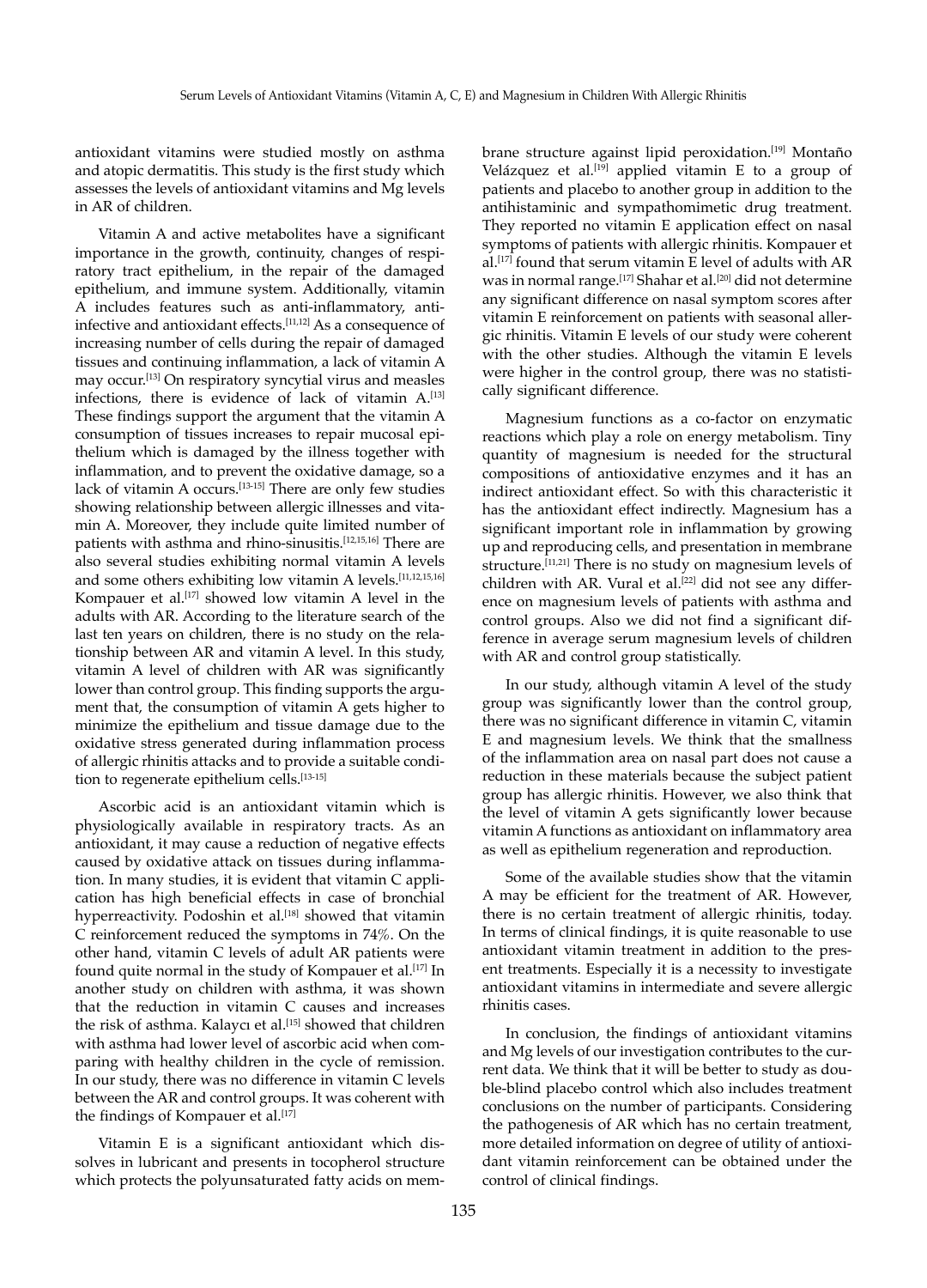antioxidant vitamins were studied mostly on asthma and atopic dermatitis. This study is the first study which assesses the levels of antioxidant vitamins and Mg levels in AR of children.

Vitamin A and active metabolites have a significant importance in the growth, continuity, changes of respiratory tract epithelium, in the repair of the damaged epithelium, and immune system. Additionally, vitamin A includes features such as anti-inflammatory, anti-infective and antioxidant effects.[11,12] As a consequence of increasing number of cells during the repair of damaged tissues and continuing inflammation, a lack of vitamin A may occur.[13] On respiratory syncytial virus and measles infections, there is evidence of lack of vitamin A.[13] These findings support the argument that the vitamin A consumption of tissues increases to repair mucosal epithelium which is damaged by the illness together with inflammation, and to prevent the oxidative damage, so a lack of vitamin A occurs.[13-15] There are only few studies showing relationship between allergic illnesses and vitamin A. Moreover, they include quite limited number of patients with asthma and rhino-sinusitis.[12,15,16] There are also several studies exhibiting normal vitamin A levels and some others exhibiting low vitamin A levels.[11,12,15,16] Kompauer et al.[17] showed low vitamin A level in the adults with AR. According to the literature search of the last ten years on children, there is no study on the relationship between AR and vitamin A level. In this study, vitamin A level of children with AR was significantly lower than control group. This finding supports the argument that, the consumption of vitamin A gets higher to minimize the epithelium and tissue damage due to the oxidative stress generated during inflammation process of allergic rhinitis attacks and to provide a suitable condition to regenerate epithelium cells.[13-15]

Ascorbic acid is an antioxidant vitamin which is physiologically available in respiratory tracts. As an antioxidant, it may cause a reduction of negative effects caused by oxidative attack on tissues during inflammation. In many studies, it is evident that vitamin C application has high beneficial effects in case of bronchial hyperreactivity. Podoshin et al.[18] showed that vitamin C reinforcement reduced the symptoms in 74%. On the other hand, vitamin C levels of adult AR patients were found quite normal in the study of Kompauer et al.[17] In another study on children with asthma, it was shown that the reduction in vitamin C causes and increases the risk of asthma. Kalaycı et al.[15] showed that children with asthma had lower level of ascorbic acid when comparing with healthy children in the cycle of remission. In our study, there was no difference in vitamin C levels between the AR and control groups. It was coherent with the findings of Kompauer et al.[17]

Vitamin E is a significant antioxidant which dissolves in lubricant and presents in tocopherol structure which protects the polyunsaturated fatty acids on membrane structure against lipid peroxidation.[19] Montaño Velázquez et al.[19] applied vitamin E to a group of patients and placebo to another group in addition to the antihistaminic and sympathomimetic drug treatment. They reported no vitamin E application effect on nasal symptoms of patients with allergic rhinitis. Kompauer et al.[17] found that serum vitamin E level of adults with AR was in normal range.[17] Shahar et al.[20] did not determine any significant difference on nasal symptom scores after vitamin E reinforcement on patients with seasonal allergic rhinitis. Vitamin E levels of our study were coherent with the other studies. Although the vitamin E levels were higher in the control group, there was no statistically significant difference.

Magnesium functions as a co-factor on enzymatic reactions which play a role on energy metabolism. Tiny quantity of magnesium is needed for the structural compositions of antioxidative enzymes and it has an indirect antioxidant effect. So with this characteristic it has the antioxidant effect indirectly. Magnesium has a significant important role in inflammation by growing up and reproducing cells, and presentation in membrane structure.[11,21] There is no study on magnesium levels of children with AR. Vural et al.[22] did not see any difference on magnesium levels of patients with asthma and control groups. Also we did not find a significant difference in average serum magnesium levels of children with AR and control group statistically.

In our study, although vitamin A level of the study group was significantly lower than the control group, there was no significant difference in vitamin C, vitamin E and magnesium levels. We think that the smallness of the inflammation area on nasal part does not cause a reduction in these materials because the subject patient group has allergic rhinitis. However, we also think that the level of vitamin A gets significantly lower because vitamin A functions as antioxidant on inflammatory area as well as epithelium regeneration and reproduction.

Some of the available studies show that the vitamin A may be efficient for the treatment of AR. However, there is no certain treatment of allergic rhinitis, today. In terms of clinical findings, it is quite reasonable to use antioxidant vitamin treatment in addition to the present treatments. Especially it is a necessity to investigate antioxidant vitamins in intermediate and severe allergic rhinitis cases.

In conclusion, the findings of antioxidant vitamins and Mg levels of our investigation contributes to the current data. We think that it will be better to study as double-blind placebo control which also includes treatment conclusions on the number of participants. Considering the pathogenesis of AR which has no certain treatment, more detailed information on degree of utility of antioxidant vitamin reinforcement can be obtained under the control of clinical findings.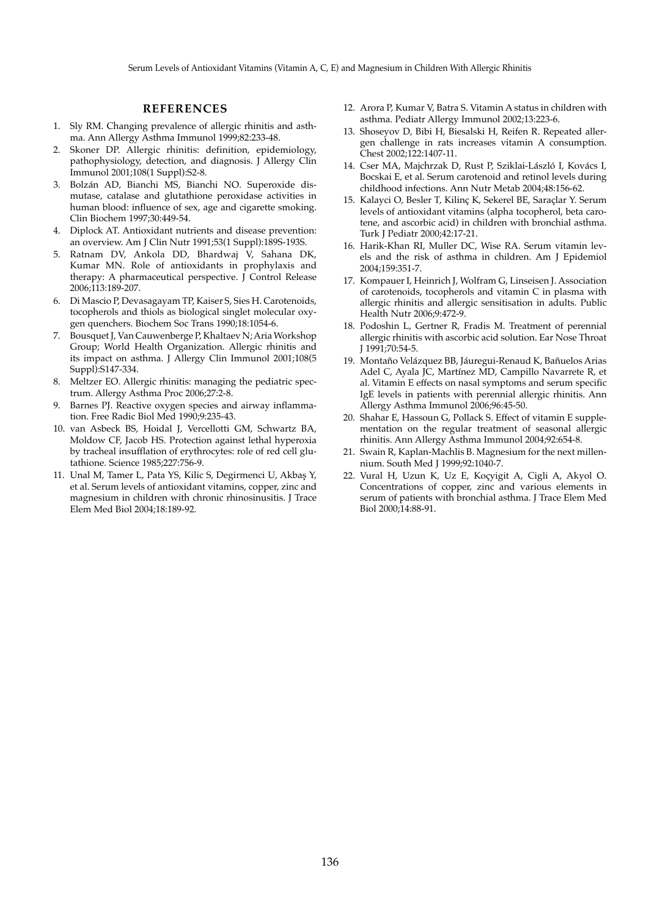## REFERENCES

1. Sly RM. Changing prevalence of allergic rhinitis and asthma. Ann Allergy Asthma Immunol 1999;82:233-48.
2. Skoner DP. Allergic rhinitis: definition, epidemiology, pathophysiology, detection, and diagnosis. J Allergy Clin Immunol 2001;108(1 Suppl):S2-8.
3. Bolzán AD, Bianchi MS, Bianchi NO. Superoxide dismutase, catalase and glutathione peroxidase activities in human blood: influence of sex, age and cigarette smoking. Clin Biochem 1997;30:449-54.
4. Diplock AT. Antioxidant nutrients and disease prevention: an overview. Am J Clin Nutr 1991;53(1 Suppl):189S-193S.
5. Ratnam DV, Ankola DD, Bhardwaj V, Sahana DK, Kumar MN. Role of antioxidants in prophylaxis and therapy: A pharmaceutical perspective. J Control Release 2006;113:189-207.
6. Di Mascio P, Devasagayam TP, Kaiser S, Sies H. Carotenoids, tocopherols and thiols as biological singlet molecular oxygen quenchers. Biochem Soc Trans 1990;18:1054-6.
7. Bousquet J, Van Cauwenberge P, Khaltaev N; Aria Workshop Group; World Health Organization. Allergic rhinitis and its impact on asthma. J Allergy Clin Immunol 2001;108(5 Suppl):S147-334.
8. Meltzer EO. Allergic rhinitis: managing the pediatric spectrum. Allergy Asthma Proc 2006;27:2-8.
9. Barnes PJ. Reactive oxygen species and airway inflammation. Free Radic Biol Med 1990;9:235-43.
10. van Asbeck BS, Hoidal J, Vercellotti GM, Schwartz BA, Moldow CF, Jacob HS. Protection against lethal hyperoxia by tracheal insufflation of erythrocytes: role of red cell glutathione. Science 1985;227:756-9.
11. Unal M, Tamer L, Pata YS, Kilic S, Degirmenci U, Akbaş Y, et al. Serum levels of antioxidant vitamins, copper, zinc and magnesium in children with chronic rhinosinusitis. J Trace Elem Med Biol 2004;18:189-92.
12. Arora P, Kumar V, Batra S. Vitamin A status in children with asthma. Pediatr Allergy Immunol 2002;13:223-6.
13. Shoseyov D, Bibi H, Biesalski H, Reifen R. Repeated allergen challenge in rats increases vitamin A consumption. Chest 2002;122:1407-11.
14. Cser MA, Majchrzak D, Rust P, Sziklai-László I, Kovács I, Bocskai E, et al. Serum carotenoid and retinol levels during childhood infections. Ann Nutr Metab 2004;48:156-62.
15. Kalayci O, Besler T, Kilinç K, Sekerel BE, Saraçlar Y. Serum levels of antioxidant vitamins (alpha tocopherol, beta carotene, and ascorbic acid) in children with bronchial asthma. Turk J Pediatr 2000;42:17-21.
16. Harik-Khan RI, Muller DC, Wise RA. Serum vitamin levels and the risk of asthma in children. Am J Epidemiol 2004;159:351-7.
17. Kompauer I, Heinrich J, Wolfram G, Linseisen J. Association of carotenoids, tocopherols and vitamin C in plasma with allergic rhinitis and allergic sensitisation in adults. Public Health Nutr 2006;9:472-9.
18. Podoshin L, Gertner R, Fradis M. Treatment of perennial allergic rhinitis with ascorbic acid solution. Ear Nose Throat J 1991;70:54-5.
19. Montaño Velázquez BB, Jáuregui-Renaud K, Bañuelos Arias Adel C, Ayala JC, Martínez MD, Campillo Navarrete R, et al. Vitamin E effects on nasal symptoms and serum specific IgE levels in patients with perennial allergic rhinitis. Ann Allergy Asthma Immunol 2006;96:45-50.
20. Shahar E, Hassoun G, Pollack S. Effect of vitamin E supplementation on the regular treatment of seasonal allergic rhinitis. Ann Allergy Asthma Immunol 2004;92:654-8.
21. Swain R, Kaplan-Machlis B. Magnesium for the next millennium. South Med J 1999;92:1040-7.
22. Vural H, Uzun K, Uz E, Koçyigit A, Cigli A, Akyol O. Concentrations of copper, zinc and various elements in serum of patients with bronchial asthma. J Trace Elem Med Biol 2000;14:88-91.